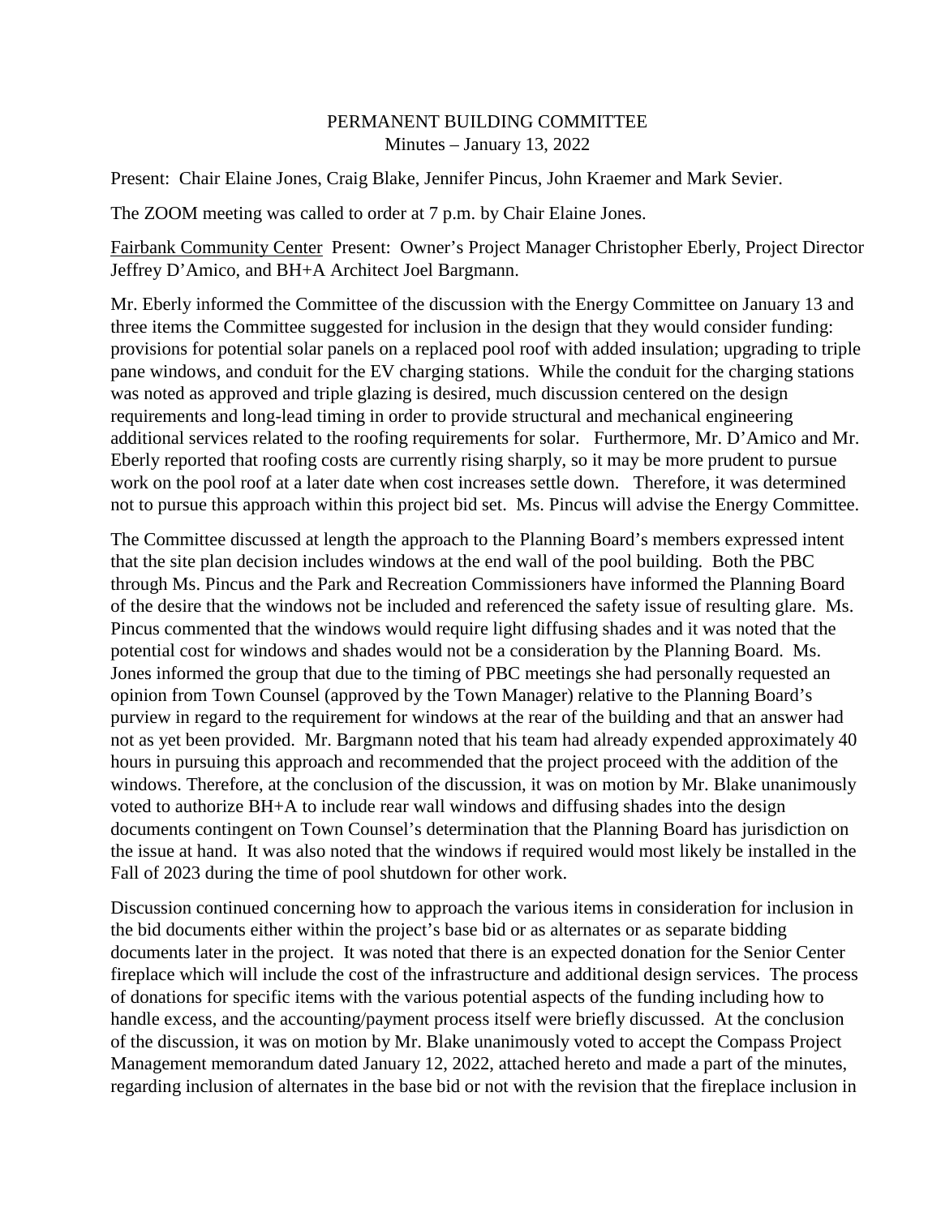PERMANENT BUILDING COMMITTEE
Minutes – January 13, 2022

Present: Chair Elaine Jones, Craig Blake, Jennifer Pincus, John Kraemer and Mark Sevier.

The ZOOM meeting was called to order at 7 p.m. by Chair Elaine Jones.

Fairbank Community Center Present: Owner's Project Manager Christopher Eberly, Project Director Jeffrey D'Amico, and BH+A Architect Joel Bargmann.

Mr. Eberly informed the Committee of the discussion with the Energy Committee on January 13 and three items the Committee suggested for inclusion in the design that they would consider funding: provisions for potential solar panels on a replaced pool roof with added insulation; upgrading to triple pane windows, and conduit for the EV charging stations. While the conduit for the charging stations was noted as approved and triple glazing is desired, much discussion centered on the design requirements and long-lead timing in order to provide structural and mechanical engineering additional services related to the roofing requirements for solar. Furthermore, Mr. D'Amico and Mr. Eberly reported that roofing costs are currently rising sharply, so it may be more prudent to pursue work on the pool roof at a later date when cost increases settle down. Therefore, it was determined not to pursue this approach within this project bid set. Ms. Pincus will advise the Energy Committee.

The Committee discussed at length the approach to the Planning Board's members expressed intent that the site plan decision includes windows at the end wall of the pool building. Both the PBC through Ms. Pincus and the Park and Recreation Commissioners have informed the Planning Board of the desire that the windows not be included and referenced the safety issue of resulting glare. Ms. Pincus commented that the windows would require light diffusing shades and it was noted that the potential cost for windows and shades would not be a consideration by the Planning Board. Ms. Jones informed the group that due to the timing of PBC meetings she had personally requested an opinion from Town Counsel (approved by the Town Manager) relative to the Planning Board's purview in regard to the requirement for windows at the rear of the building and that an answer had not as yet been provided. Mr. Bargmann noted that his team had already expended approximately 40 hours in pursuing this approach and recommended that the project proceed with the addition of the windows. Therefore, at the conclusion of the discussion, it was on motion by Mr. Blake unanimously voted to authorize BH+A to include rear wall windows and diffusing shades into the design documents contingent on Town Counsel's determination that the Planning Board has jurisdiction on the issue at hand. It was also noted that the windows if required would most likely be installed in the Fall of 2023 during the time of pool shutdown for other work.

Discussion continued concerning how to approach the various items in consideration for inclusion in the bid documents either within the project's base bid or as alternates or as separate bidding documents later in the project. It was noted that there is an expected donation for the Senior Center fireplace which will include the cost of the infrastructure and additional design services. The process of donations for specific items with the various potential aspects of the funding including how to handle excess, and the accounting/payment process itself were briefly discussed. At the conclusion of the discussion, it was on motion by Mr. Blake unanimously voted to accept the Compass Project Management memorandum dated January 12, 2022, attached hereto and made a part of the minutes, regarding inclusion of alternates in the base bid or not with the revision that the fireplace inclusion in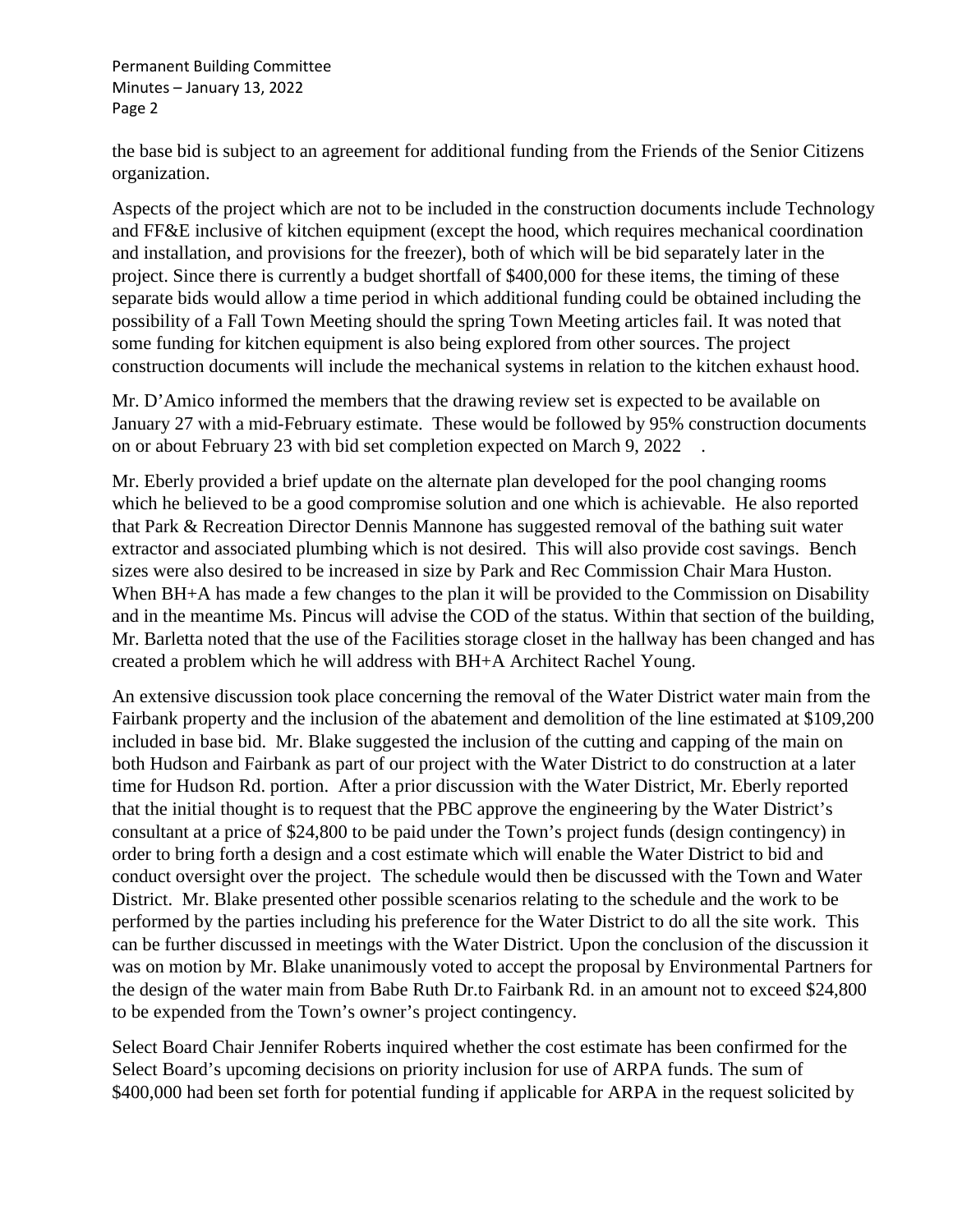the base bid is subject to an agreement for additional funding from the Friends of the Senior Citizens organization.

Aspects of the project which are not to be included in the construction documents include Technology and FF&E inclusive of kitchen equipment (except the hood, which requires mechanical coordination and installation, and provisions for the freezer), both of which will be bid separately later in the project. Since there is currently a budget shortfall of $400,000 for these items, the timing of these separate bids would allow a time period in which additional funding could be obtained including the possibility of a Fall Town Meeting should the spring Town Meeting articles fail. It was noted that some funding for kitchen equipment is also being explored from other sources. The project construction documents will include the mechanical systems in relation to the kitchen exhaust hood.

Mr. D'Amico informed the members that the drawing review set is expected to be available on January 27 with a mid-February estimate. These would be followed by 95% construction documents on or about February 23 with bid set completion expected on March 9, 2022 .

Mr. Eberly provided a brief update on the alternate plan developed for the pool changing rooms which he believed to be a good compromise solution and one which is achievable. He also reported that Park & Recreation Director Dennis Mannone has suggested removal of the bathing suit water extractor and associated plumbing which is not desired. This will also provide cost savings. Bench sizes were also desired to be increased in size by Park and Rec Commission Chair Mara Huston. When BH+A has made a few changes to the plan it will be provided to the Commission on Disability and in the meantime Ms. Pincus will advise the COD of the status. Within that section of the building, Mr. Barletta noted that the use of the Facilities storage closet in the hallway has been changed and has created a problem which he will address with BH+A Architect Rachel Young.

An extensive discussion took place concerning the removal of the Water District water main from the Fairbank property and the inclusion of the abatement and demolition of the line estimated at $109,200 included in base bid. Mr. Blake suggested the inclusion of the cutting and capping of the main on both Hudson and Fairbank as part of our project with the Water District to do construction at a later time for Hudson Rd. portion. After a prior discussion with the Water District, Mr. Eberly reported that the initial thought is to request that the PBC approve the engineering by the Water District's consultant at a price of $24,800 to be paid under the Town's project funds (design contingency) in order to bring forth a design and a cost estimate which will enable the Water District to bid and conduct oversight over the project. The schedule would then be discussed with the Town and Water District. Mr. Blake presented other possible scenarios relating to the schedule and the work to be performed by the parties including his preference for the Water District to do all the site work. This can be further discussed in meetings with the Water District. Upon the conclusion of the discussion it was on motion by Mr. Blake unanimously voted to accept the proposal by Environmental Partners for the design of the water main from Babe Ruth Dr.to Fairbank Rd. in an amount not to exceed $24,800 to be expended from the Town's owner's project contingency.

Select Board Chair Jennifer Roberts inquired whether the cost estimate has been confirmed for the Select Board's upcoming decisions on priority inclusion for use of ARPA funds. The sum of $400,000 had been set forth for potential funding if applicable for ARPA in the request solicited by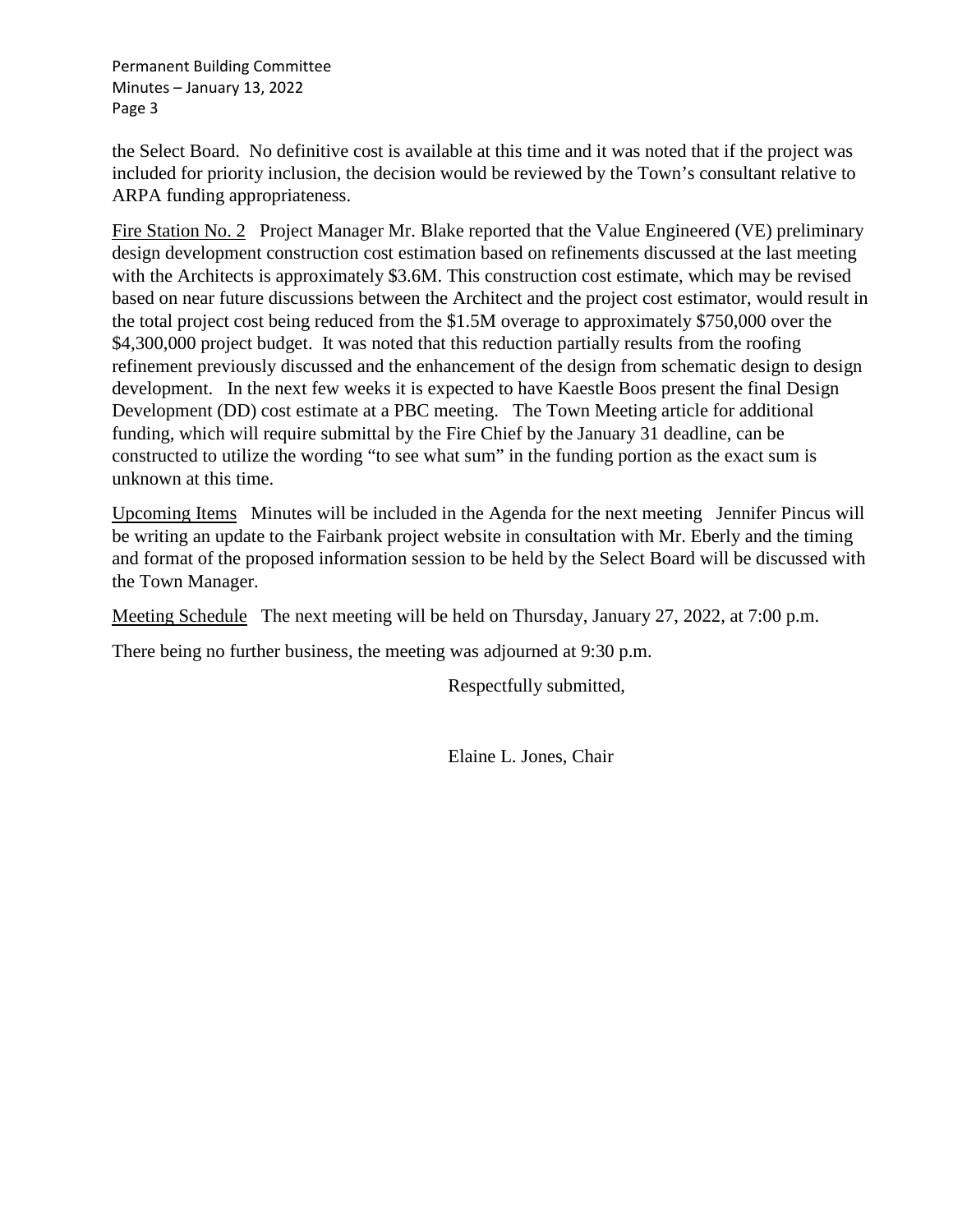the Select Board. No definitive cost is available at this time and it was noted that if the project was included for priority inclusion, the decision would be reviewed by the Town's consultant relative to ARPA funding appropriateness.

Fire Station No. 2 Project Manager Mr. Blake reported that the Value Engineered (VE) preliminary design development construction cost estimation based on refinements discussed at the last meeting with the Architects is approximately $3.6M. This construction cost estimate, which may be revised based on near future discussions between the Architect and the project cost estimator, would result in the total project cost being reduced from the $1.5M overage to approximately $750,000 over the $4,300,000 project budget. It was noted that this reduction partially results from the roofing refinement previously discussed and the enhancement of the design from schematic design to design development. In the next few weeks it is expected to have Kaestle Boos present the final Design Development (DD) cost estimate at a PBC meeting. The Town Meeting article for additional funding, which will require submittal by the Fire Chief by the January 31 deadline, can be constructed to utilize the wording "to see what sum" in the funding portion as the exact sum is unknown at this time.

Upcoming Items Minutes will be included in the Agenda for the next meeting Jennifer Pincus will be writing an update to the Fairbank project website in consultation with Mr. Eberly and the timing and format of the proposed information session to be held by the Select Board will be discussed with the Town Manager.

Meeting Schedule The next meeting will be held on Thursday, January 27, 2022, at 7:00 p.m.

There being no further business, the meeting was adjourned at 9:30 p.m.

Respectfully submitted,

Elaine L. Jones, Chair